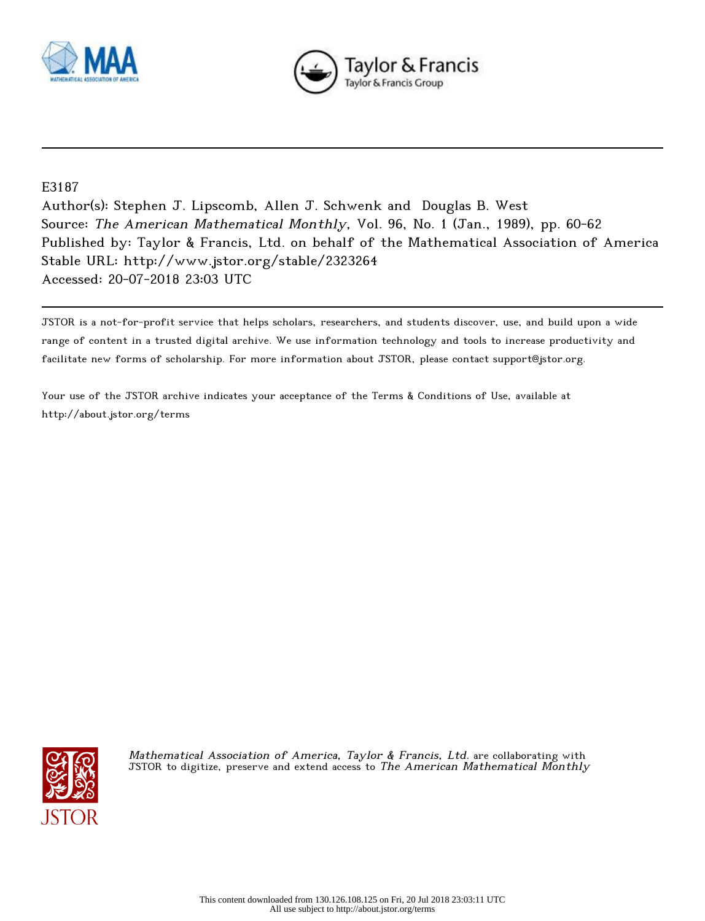E3187

Author(s): Stephen J. Lipscomb, Allen J. Schwenk and Douglas B. West

Source: *The American Mathematical Monthly*, Vol. 96, No. 1 (Jan., 1989), pp. 60-62

Published by: Taylor & Francis, Ltd. on behalf of the Mathematical Association of America

Stable URL: http://www.jstor.org/stable/2323264

Accessed: 20-07-2018 23:03 UTC

JSTOR is a not-for-profit service that helps scholars, researchers, and students discover, use, and build upon a wide range of content in a trusted digital archive. We use information technology and tools to increase productivity and facilitate new forms of scholarship. For more information about JSTOR, please contact support@jstor.org.

Your use of the JSTOR archive indicates your acceptance of the Terms & Conditions of Use, available at http://about.jstor.org/terms

*Mathematical Association of America, Taylor & Francis, Ltd.* are collaborating with JSTOR to digitize, preserve and extend access to *The American Mathematical Monthly*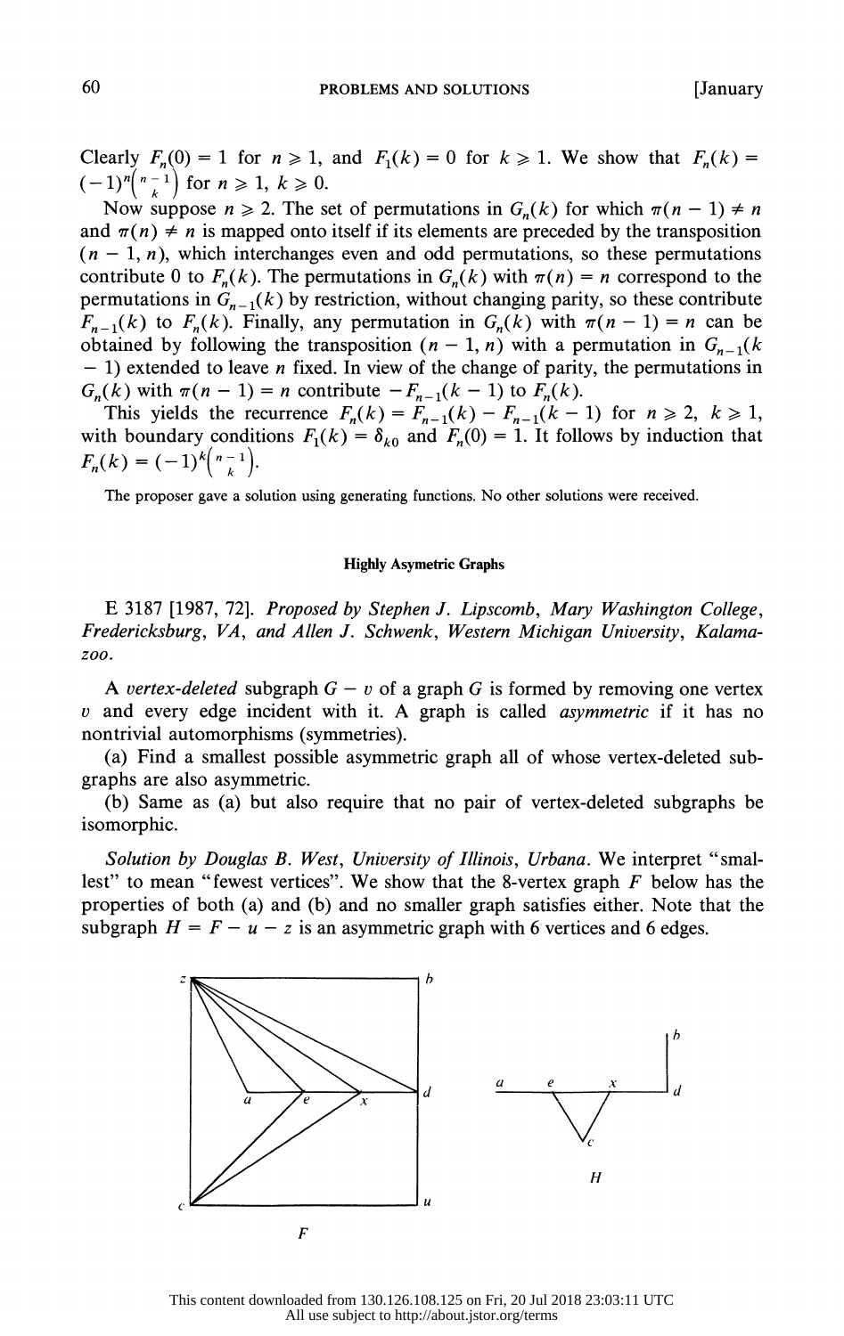Clearly $F_n(0) = 1$ for $n \geqslant 1$, and $F_1(k) = 0$ for $k \geqslant 1$. We show that $F_n(k) = (-1)^n\binom{n-1}{k}$ for $n \geqslant 1$, $k \geqslant 0$.

Now suppose $n \geqslant 2$. The set of permutations in $G_n(k)$ for which $\pi(n-1) \neq n$ and $\pi(n) \neq n$ is mapped onto itself if its elements are preceded by the transposition $(n-1, n)$, which interchanges even and odd permutations, so these permutations contribute 0 to $F_n(k)$. The permutations in $G_n(k)$ with $\pi(n) = n$ correspond to the permutations in $G_{n-1}(k)$ by restriction, without changing parity, so these contribute $F_{n-1}(k)$ to $F_n(k)$. Finally, any permutation in $G_n(k)$ with $\pi(n-1) = n$ can be obtained by following the transposition $(n-1, n)$ with a permutation in $G_{n-1}(k-1)$ extended to leave $n$ fixed. In view of the change of parity, the permutations in $G_n(k)$ with $\pi(n-1) = n$ contribute $-F_{n-1}(k-1)$ to $F_n(k)$.

This yields the recurrence $F_n(k) = F_{n-1}(k) - F_{n-1}(k-1)$ for $n \geqslant 2$, $k \geqslant 1$, with boundary conditions $F_1(k) = \delta_{k0}$ and $F_n(0) = 1$. It follows by induction that $F_n(k) = (-1)^k\binom{n-1}{k}$.

The proposer gave a solution using generating functions. No other solutions were received.

### Highly Asymetric Graphs

E 3187 [1987, 72]. *Proposed by Stephen J. Lipscomb, Mary Washington College, Fredericksburg, VA, and Allen J. Schwenk, Western Michigan University, Kalamazoo.*

A *vertex-deleted* subgraph $G - v$ of a graph $G$ is formed by removing one vertex $v$ and every edge incident with it. A graph is called *asymmetric* if it has no nontrivial automorphisms (symmetries).

(a) Find a smallest possible asymmetric graph all of whose vertex-deleted subgraphs are also asymmetric.

(b) Same as (a) but also require that no pair of vertex-deleted subgraphs be isomorphic.

*Solution by Douglas B. West, University of Illinois, Urbana.* We interpret "smallest" to mean "fewest vertices". We show that the 8-vertex graph $F$ below has the properties of both (a) and (b) and no smaller graph satisfies either. Note that the subgraph $H = F - u - z$ is an asymmetric graph with 6 vertices and 6 edges.

F

H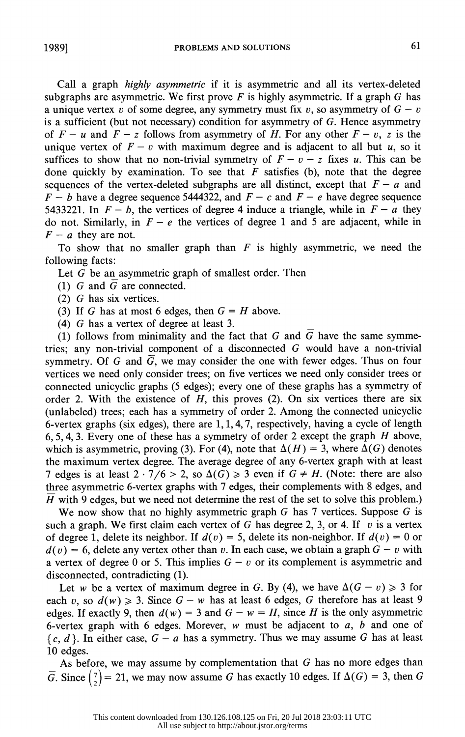Call a graph *highly asymmetric* if it is asymmetric and all its vertex-deleted subgraphs are asymmetric. We first prove $F$ is highly asymmetric. If a graph $G$ has a unique vertex $v$ of some degree, any symmetry must fix $v$, so asymmetry of $G - v$ is a sufficient (but not necessary) condition for asymmetry of $G$. Hence asymmetry of $F - u$ and $F - z$ follows from asymmetry of $H$. For any other $F - v$, $z$ is the unique vertex of $F - v$ with maximum degree and is adjacent to all but $u$, so it suffices to show that no non-trivial symmetry of $F - v - z$ fixes $u$. This can be done quickly by examination. To see that $F$ satisfies (b), note that the degree sequences of the vertex-deleted subgraphs are all distinct, except that $F - a$ and $F - b$ have a degree sequence 5444322, and $F - c$ and $F - e$ have degree sequence 5433221. In $F - b$, the vertices of degree 4 induce a triangle, while in $F - a$ they do not. Similarly, in $F - e$ the vertices of degree 1 and 5 are adjacent, while in $F - a$ they are not.

To show that no smaller graph than $F$ is highly asymmetric, we need the following facts:

Let $G$ be an asymmetric graph of smallest order. Then

(1) $G$ and $\overline{G}$ are connected.

(2) $G$ has six vertices.

(3) If $G$ has at most 6 edges, then $G = H$ above.

(4) $G$ has a vertex of degree at least 3.

(1) follows from minimality and the fact that $G$ and $\overline{G}$ have the same symmetries; any non-trivial component of a disconnected $G$ would have a non-trivial symmetry. Of $G$ and $\overline{G}$, we may consider the one with fewer edges. Thus on four vertices we need only consider trees; on five vertices we need only consider trees or connected unicyclic graphs (5 edges); every one of these graphs has a symmetry of order 2. With the existence of $H$, this proves (2). On six vertices there are six (unlabeled) trees; each has a symmetry of order 2. Among the connected unicyclic 6-vertex graphs (six edges), there are 1, 1, 4, 7, respectively, having a cycle of length 6, 5, 4, 3. Every one of these has a symmetry of order 2 except the graph $H$ above, which is asymmetric, proving (3). For (4), note that $\Delta(H) = 3$, where $\Delta(G)$ denotes the maximum vertex degree. The average degree of any 6-vertex graph with at least 7 edges is at least $2 \cdot 7/6 > 2$, so $\Delta(G) \geqslant 3$ even if $G \neq H$. (Note: there are also three asymmetric 6-vertex graphs with 7 edges, their complements with 8 edges, and $\overline{H}$ with 9 edges, but we need not determine the rest of the set to solve this problem.)

We now show that no highly asymmetric graph $G$ has 7 vertices. Suppose $G$ is such a graph. We first claim each vertex of $G$ has degree 2, 3, or 4. If $v$ is a vertex of degree 1, delete its neighbor. If $d(v) = 5$, delete its non-neighbor. If $d(v) = 0$ or $d(v) = 6$, delete any vertex other than $v$. In each case, we obtain a graph $G - v$ with a vertex of degree 0 or 5. This implies $G - v$ or its complement is asymmetric and disconnected, contradicting (1).

Let $w$ be a vertex of maximum degree in $G$. By (4), we have $\Delta(G - v) \geqslant 3$ for each $v$, so $d(w) \geqslant 3$. Since $G - w$ has at least 6 edges, $G$ therefore has at least 9 edges. If exactly 9, then $d(w) = 3$ and $G - w = H$, since $H$ is the only asymmetric 6-vertex graph with 6 edges. Morever, $w$ must be adjacent to $a$, $b$ and one of $\{c, d\}$. In either case, $G - a$ has a symmetry. Thus we may assume $G$ has at least 10 edges.

As before, we may assume by complementation that $G$ has no more edges than $\overline{G}$. Since $\binom{7}{2} = 21$, we may now assume $G$ has exactly 10 edges. If $\Delta(G) = 3$, then $G$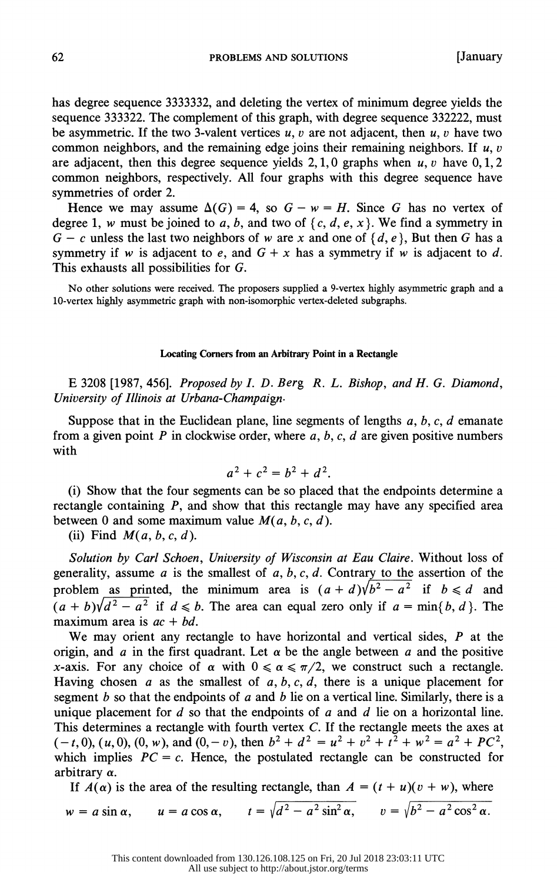has degree sequence 3333332, and deleting the vertex of minimum degree yields the sequence 333322. The complement of this graph, with degree sequence 332222, must be asymmetric. If the two 3-valent vertices $u, v$ are not adjacent, then $u, v$ have two common neighbors, and the remaining edge joins their remaining neighbors. If $u, v$ are adjacent, then this degree sequence yields 2, 1, 0 graphs when $u, v$ have 0, 1, 2 common neighbors, respectively. All four graphs with this degree sequence have symmetries of order 2.

Hence we may assume $\Delta(G) = 4$, so $G - w = H$. Since $G$ has no vertex of degree 1, $w$ must be joined to $a$, $b$, and two of $\{c, d, e, x\}$. We find a symmetry in $G - c$ unless the last two neighbors of $w$ are $x$ and one of $\{d, e\}$, But then $G$ has a symmetry if $w$ is adjacent to $e$, and $G + x$ has a symmetry if $w$ is adjacent to $d$. This exhausts all possibilities for $G$.

No other solutions were received. The proposers supplied a 9-vertex highly asymmetric graph and a 10-vertex highly asymmetric graph with non-isomorphic vertex-deleted subgraphs.

### Locating Corners from an Arbitrary Point in a Rectangle

E 3208 [1987, 456]. *Proposed by I. D. Berg R. L. Bishop, and H. G. Diamond, University of Illinois at Urbana-Champaign.*

Suppose that in the Euclidean plane, line segments of lengths $a, b, c, d$ emanate from a given point $P$ in clockwise order, where $a, b, c, d$ are given positive numbers with

$$a^2 + c^2 = b^2 + d^2.$$

(i) Show that the four segments can be so placed that the endpoints determine a rectangle containing $P$, and show that this rectangle may have any specified area between 0 and some maximum value $M(a, b, c, d)$.

(ii) Find $M(a, b, c, d)$.

*Solution by Carl Schoen, University of Wisconsin at Eau Claire.* Without loss of generality, assume $a$ is the smallest of $a, b, c, d$. Contrary to the assertion of the problem as printed, the minimum area is $(a + d)\sqrt{b^2 - a^2}$ if $b \leqslant d$ and $(a + b)\sqrt{d^2 - a^2}$ if $d \leqslant b$. The area can equal zero only if $a = \min\{b, d\}$. The maximum area is $ac + bd$.

We may orient any rectangle to have horizontal and vertical sides, $P$ at the origin, and $a$ in the first quadrant. Let $\alpha$ be the angle between $a$ and the positive $x$-axis. For any choice of $\alpha$ with $0 \leqslant \alpha \leqslant \pi/2$, we construct such a rectangle. Having chosen $a$ as the smallest of $a, b, c, d$, there is a unique placement for segment $b$ so that the endpoints of $a$ and $b$ lie on a vertical line. Similarly, there is a unique placement for $d$ so that the endpoints of $a$ and $d$ lie on a horizontal line. This determines a rectangle with fourth vertex $C$. If the rectangle meets the axes at $(-t, 0)$, $(u, 0)$, $(0, w)$, and $(0, -v)$, then $b^2 + d^2 = u^2 + v^2 + t^2 + w^2 = a^2 + PC^2$, which implies $PC = c$. Hence, the postulated rectangle can be constructed for arbitrary $\alpha$.

If $A(\alpha)$ is the area of the resulting rectangle, than $A = (t + u)(v + w)$, where

$$w = a \sin \alpha, \qquad u = a \cos \alpha, \qquad t = \sqrt{d^2 - a^2 \sin^2 \alpha}, \qquad v = \sqrt{b^2 - a^2 \cos^2 \alpha}.$$